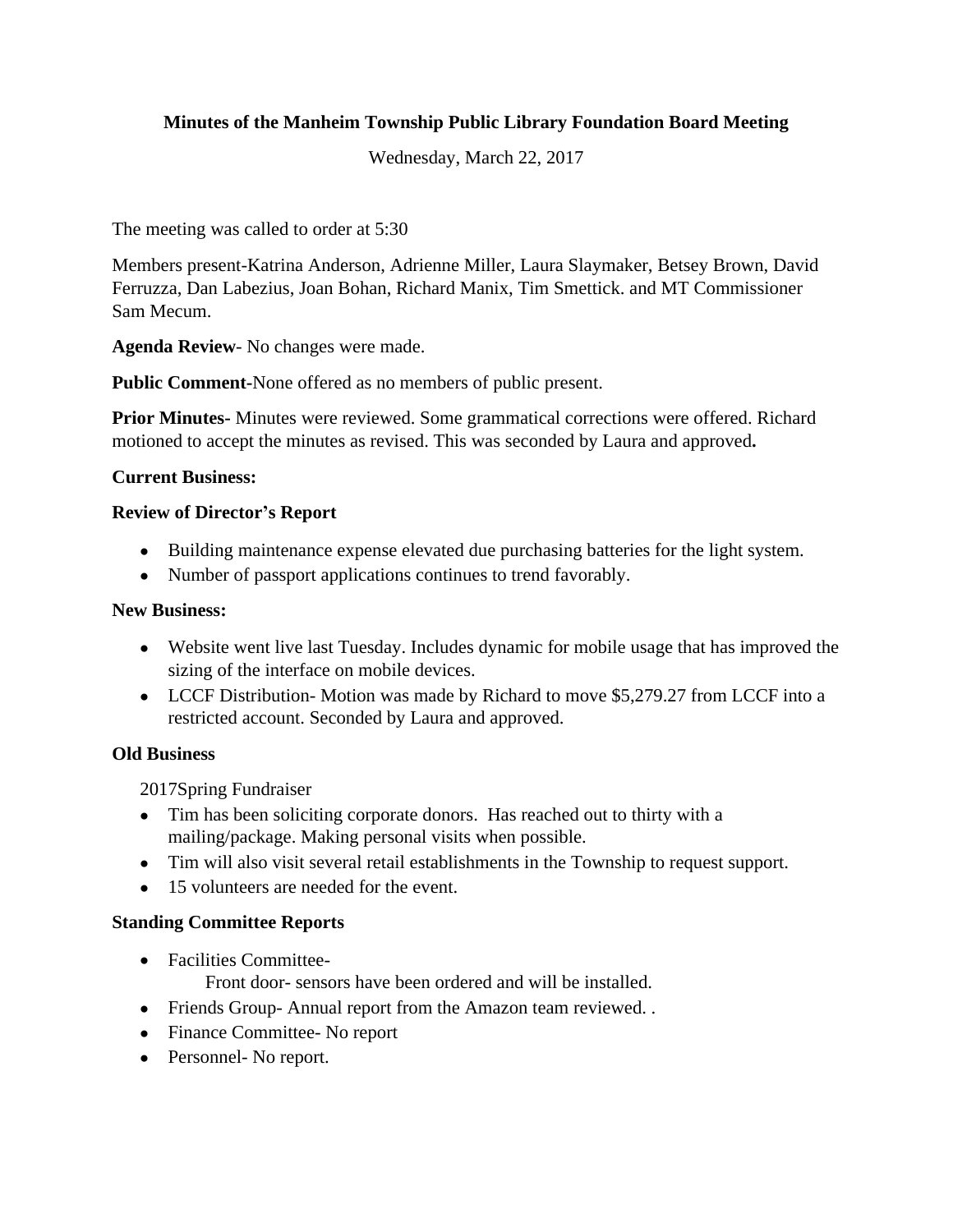**Minutes of the Manheim Township Public Library Foundation Board Meeting**

Wednesday, March 22, 2017

The meeting was called to order at 5:30

Members present-Katrina Anderson, Adrienne Miller, Laura Slaymaker, Betsey Brown, David Ferruzza, Dan Labezius, Joan Bohan, Richard Manix, Tim Smettick. and MT Commissioner Sam Mecum.

**Agenda Review**- No changes were made.

**Public Comment**-None offered as no members of public present.

**Prior Minutes**- Minutes were reviewed. Some grammatical corrections were offered. Richard motioned to accept the minutes as revised. This was seconded by Laura and approved**.**

**Current Business:**

**Review of Director's Report**

- Building maintenance expense elevated due purchasing batteries for the light system.
- Number of passport applications continues to trend favorably.

**New Business:**

- Website went live last Tuesday. Includes dynamic for mobile usage that has improved the sizing of the interface on mobile devices.
- LCCF Distribution- Motion was made by Richard to move $5,279.27 from LCCF into a restricted account. Seconded by Laura and approved.

**Old Business**

2017Spring Fundraiser

- Tim has been soliciting corporate donors. Has reached out to thirty with a mailing/package. Making personal visits when possible.
- Tim will also visit several retail establishments in the Township to request support.
- 15 volunteers are needed for the event.

**Standing Committee Reports**

- Facilities Committee-
  Front door- sensors have been ordered and will be installed.
- Friends Group- Annual report from the Amazon team reviewed. .
- Finance Committee- No report
- Personnel- No report.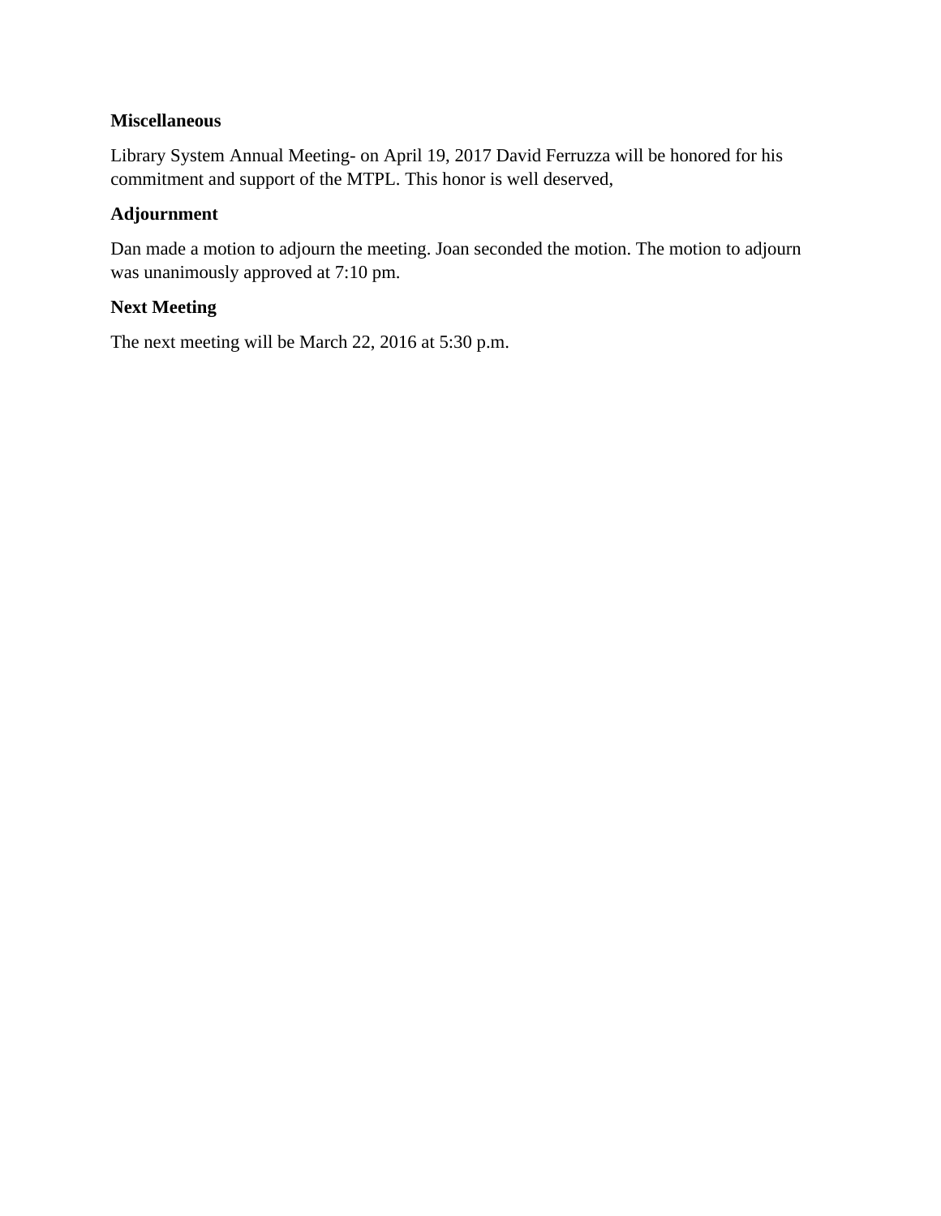**Miscellaneous**

Library System Annual Meeting- on April 19, 2017 David Ferruzza will be honored for his commitment and support of the MTPL. This honor is well deserved,

**Adjournment**

Dan made a motion to adjourn the meeting. Joan seconded the motion. The motion to adjourn was unanimously approved at 7:10 pm.

**Next Meeting**

The next meeting will be March 22, 2016 at 5:30 p.m.